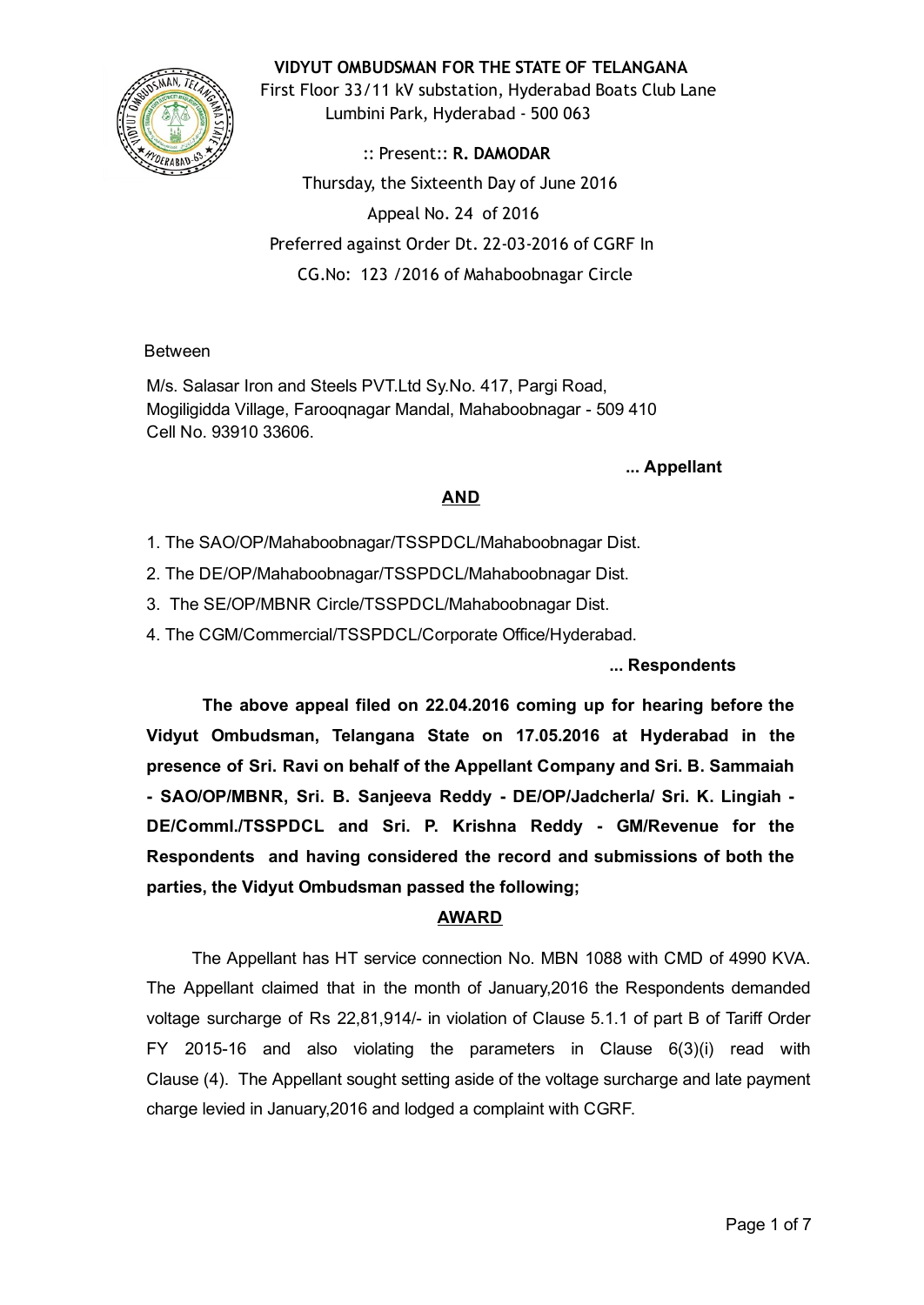**VIDYUT OMBUDSMAN FOR THE STATE OF TELANGANA**

First Floor 33/11 kV substation, Hyderabad Boats Club Lane
Lumbini Park, Hyderabad - 500 063

:: Present:: **R. DAMODAR**

Thursday, the Sixteenth Day of June 2016

Appeal No. 24 of 2016

Preferred against Order Dt. 22-03-2016 of CGRF In

CG.No: 123 /2016 of Mahaboobnagar Circle

Between

M/s. Salasar Iron and Steels PVT.Ltd Sy.No. 417, Pargi Road,
Mogiligidda Village, Farooqnagar Mandal, Mahaboobnagar - 509 410
Cell No. 93910 33606.

**... Appellant**

**AND**

1. The SAO/OP/Mahaboobnagar/TSSPDCL/Mahaboobnagar Dist.
2. The DE/OP/Mahaboobnagar/TSSPDCL/Mahaboobnagar Dist.
3. The SE/OP/MBNR Circle/TSSPDCL/Mahaboobnagar Dist.
4. The CGM/Commercial/TSSPDCL/Corporate Office/Hyderabad.

**... Respondents**

**The above appeal filed on 22.04.2016 coming up for hearing before the Vidyut Ombudsman, Telangana State on 17.05.2016 at Hyderabad in the presence of Sri. Ravi on behalf of the Appellant Company and Sri. B. Sammaiah - SAO/OP/MBNR, Sri. B. Sanjeeva Reddy - DE/OP/Jadcherla/ Sri. K. Lingiah - DE/Comml./TSSPDCL and Sri. P. Krishna Reddy - GM/Revenue for the Respondents and having considered the record and submissions of both the parties, the Vidyut Ombudsman passed the following;**

**AWARD**

The Appellant has HT service connection No. MBN 1088 with CMD of 4990 KVA. The Appellant claimed that in the month of January,2016 the Respondents demanded voltage surcharge of Rs 22,81,914/- in violation of Clause 5.1.1 of part B of Tariff Order FY 2015-16 and also violating the parameters in Clause 6(3)(i) read with Clause (4). The Appellant sought setting aside of the voltage surcharge and late payment charge levied in January,2016 and lodged a complaint with CGRF.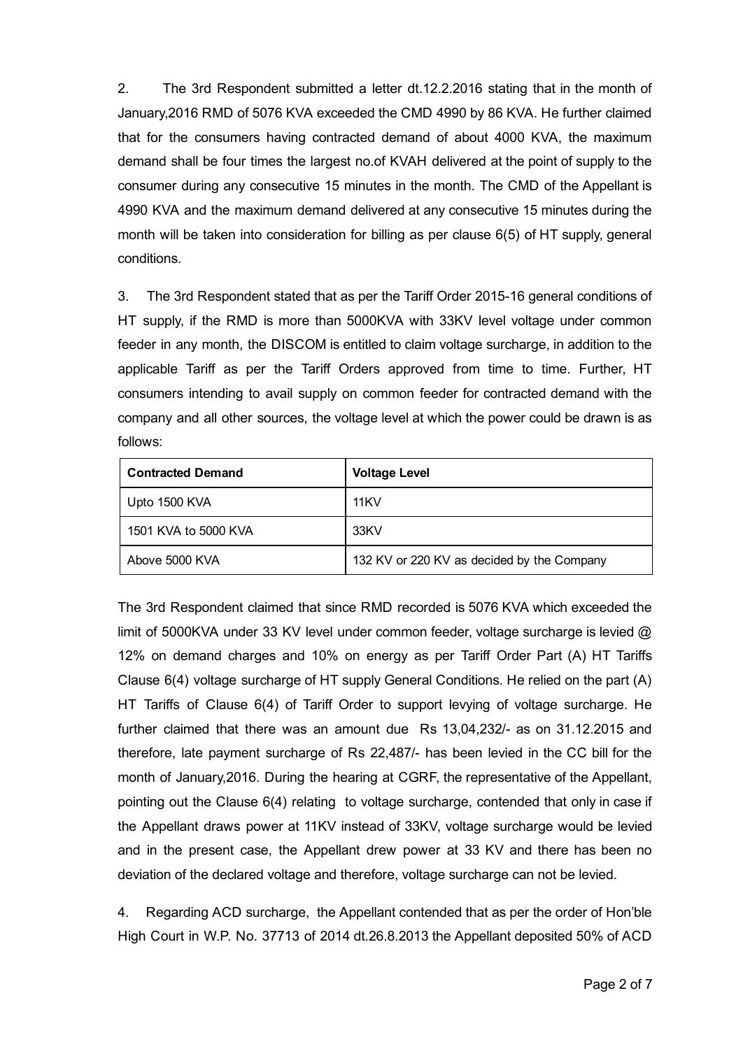2. The 3rd Respondent submitted a letter dt.12.2.2016 stating that in the month of January,2016 RMD of 5076 KVA exceeded the CMD 4990 by 86 KVA. He further claimed that for the consumers having contracted demand of about 4000 KVA, the maximum demand shall be four times the largest no.of KVAH delivered at the point of supply to the consumer during any consecutive 15 minutes in the month. The CMD of the Appellant is 4990 KVA and the maximum demand delivered at any consecutive 15 minutes during the month will be taken into consideration for billing as per clause 6(5) of HT supply, general conditions.

3. The 3rd Respondent stated that as per the Tariff Order 2015-16 general conditions of HT supply, if the RMD is more than 5000KVA with 33KV level voltage under common feeder in any month, the DISCOM is entitled to claim voltage surcharge, in addition to the applicable Tariff as per the Tariff Orders approved from time to time. Further, HT consumers intending to avail supply on common feeder for contracted demand with the company and all other sources, the voltage level at which the power could be drawn is as follows:

| Contracted Demand | Voltage Level |
|---|---|
| Upto 1500 KVA | 11KV |
| 1501 KVA to 5000 KVA | 33KV |
| Above 5000 KVA | 132 KV or 220 KV as decided by the Company |

The 3rd Respondent claimed that since RMD recorded is 5076 KVA which exceeded the limit of 5000KVA under 33 KV level under common feeder, voltage surcharge is levied @ 12% on demand charges and 10% on energy as per Tariff Order Part (A) HT Tariffs Clause 6(4) voltage surcharge of HT supply General Conditions. He relied on the part (A) HT Tariffs of Clause 6(4) of Tariff Order to support levying of voltage surcharge. He further claimed that there was an amount due Rs 13,04,232/- as on 31.12.2015 and therefore, late payment surcharge of Rs 22,487/- has been levied in the CC bill for the month of January,2016. During the hearing at CGRF, the representative of the Appellant, pointing out the Clause 6(4) relating to voltage surcharge, contended that only in case if the Appellant draws power at 11KV instead of 33KV, voltage surcharge would be levied and in the present case, the Appellant drew power at 33 KV and there has been no deviation of the declared voltage and therefore, voltage surcharge can not be levied.

4. Regarding ACD surcharge, the Appellant contended that as per the order of Hon'ble High Court in W.P. No. 37713 of 2014 dt.26.8.2013 the Appellant deposited 50% of ACD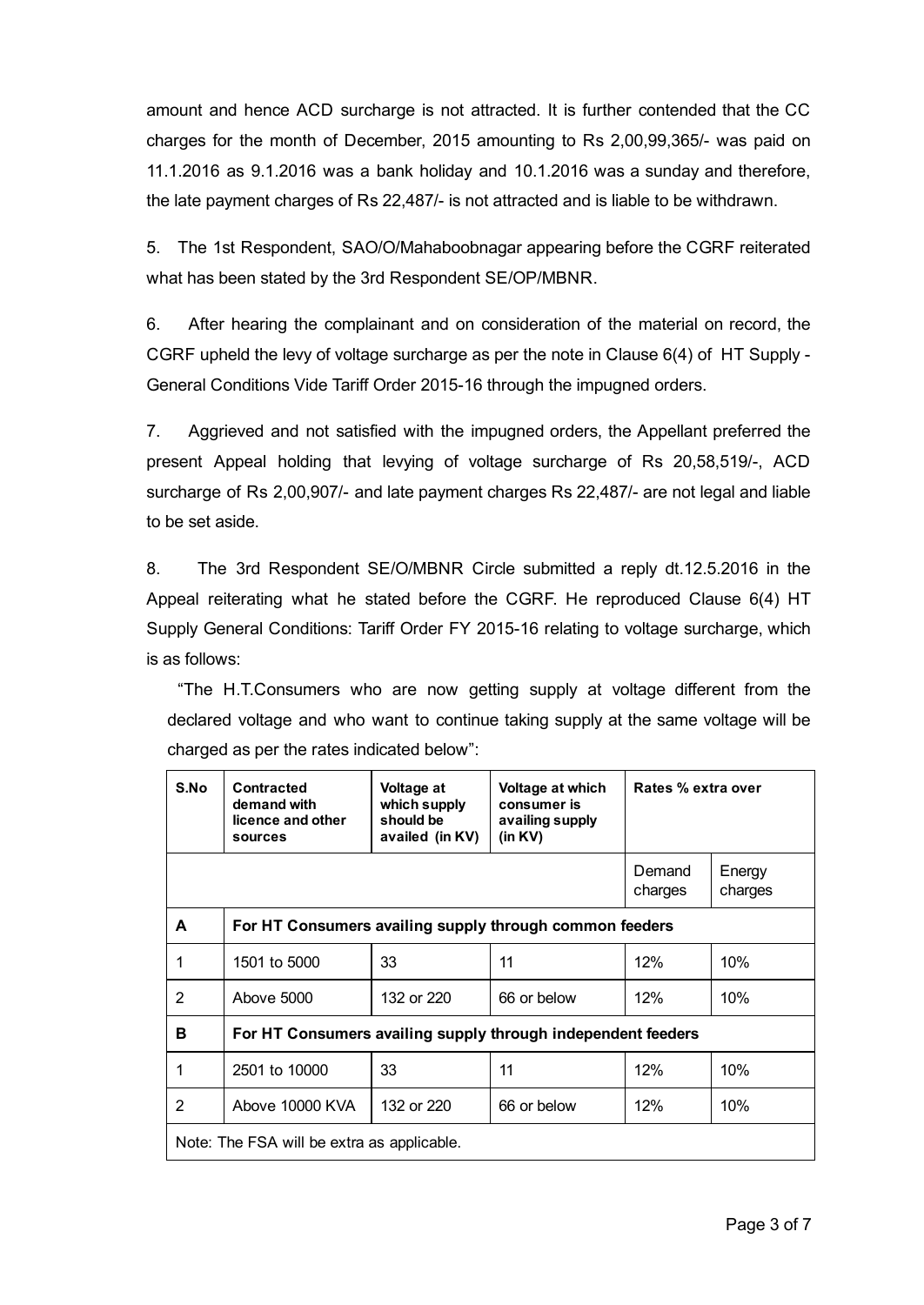amount and hence ACD surcharge is not attracted. It is further contended that the CC charges for the month of December, 2015 amounting to Rs 2,00,99,365/- was paid on 11.1.2016 as 9.1.2016 was a bank holiday and 10.1.2016 was a sunday and therefore, the late payment charges of Rs 22,487/- is not attracted and is liable to be withdrawn.

5. The 1st Respondent, SAO/O/Mahaboobnagar appearing before the CGRF reiterated what has been stated by the 3rd Respondent SE/OP/MBNR.

6. After hearing the complainant and on consideration of the material on record, the CGRF upheld the levy of voltage surcharge as per the note in Clause 6(4) of HT Supply - General Conditions Vide Tariff Order 2015-16 through the impugned orders.

7. Aggrieved and not satisfied with the impugned orders, the Appellant preferred the present Appeal holding that levying of voltage surcharge of Rs 20,58,519/-, ACD surcharge of Rs 2,00,907/- and late payment charges Rs 22,487/- are not legal and liable to be set aside.

8. The 3rd Respondent SE/O/MBNR Circle submitted a reply dt.12.5.2016 in the Appeal reiterating what he stated before the CGRF. He reproduced Clause 6(4) HT Supply General Conditions: Tariff Order FY 2015-16 relating to voltage surcharge, which is as follows:

"The H.T.Consumers who are now getting supply at voltage different from the declared voltage and who want to continue taking supply at the same voltage will be charged as per the rates indicated below":

| S.No | Contracted demand with licence and other sources | Voltage at which supply should be availed (in KV) | Voltage at which consumer is availing supply (in KV) | Rates % extra over | |
|---|---|---|---|---|---|
| | | | | Demand charges | Energy charges |
| **A** | **For HT Consumers availing supply through common feeders** | | | | |
| 1 | 1501 to 5000 | 33 | 11 | 12% | 10% |
| 2 | Above 5000 | 132 or 220 | 66 or below | 12% | 10% |
| **B** | **For HT Consumers availing supply through independent feeders** | | | | |
| 1 | 2501 to 10000 | 33 | 11 | 12% | 10% |
| 2 | Above 10000 KVA | 132 or 220 | 66 or below | 12% | 10% |
| Note: The FSA will be extra as applicable. | | | | | |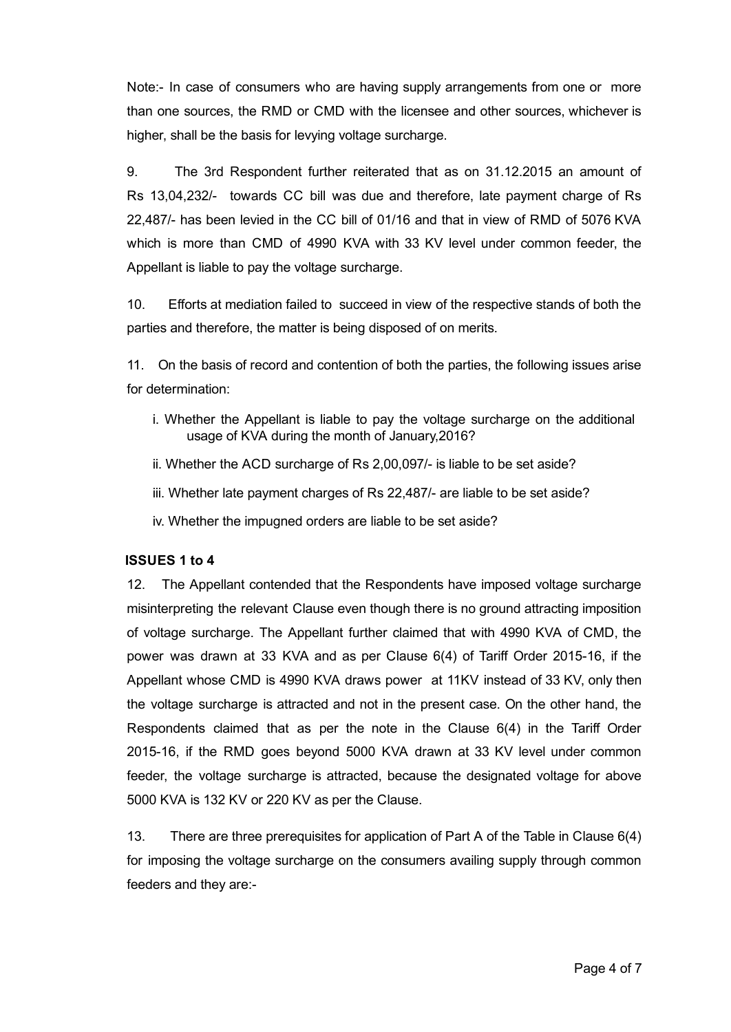Note:- In case of consumers who are having supply arrangements from one or more than one sources, the RMD or CMD with the licensee and other sources, whichever is higher, shall be the basis for levying voltage surcharge.

9. The 3rd Respondent further reiterated that as on 31.12.2015 an amount of Rs 13,04,232/- towards CC bill was due and therefore, late payment charge of Rs 22,487/- has been levied in the CC bill of 01/16 and that in view of RMD of 5076 KVA which is more than CMD of 4990 KVA with 33 KV level under common feeder, the Appellant is liable to pay the voltage surcharge.

10. Efforts at mediation failed to succeed in view of the respective stands of both the parties and therefore, the matter is being disposed of on merits.

11. On the basis of record and contention of both the parties, the following issues arise for determination:

i. Whether the Appellant is liable to pay the voltage surcharge on the additional usage of KVA during the month of January,2016?

ii. Whether the ACD surcharge of Rs 2,00,097/- is liable to be set aside?

iii. Whether late payment charges of Rs 22,487/- are liable to be set aside?

iv. Whether the impugned orders are liable to be set aside?

**ISSUES 1 to 4**

12. The Appellant contended that the Respondents have imposed voltage surcharge misinterpreting the relevant Clause even though there is no ground attracting imposition of voltage surcharge. The Appellant further claimed that with 4990 KVA of CMD, the power was drawn at 33 KVA and as per Clause 6(4) of Tariff Order 2015-16, if the Appellant whose CMD is 4990 KVA draws power at 11KV instead of 33 KV, only then the voltage surcharge is attracted and not in the present case. On the other hand, the Respondents claimed that as per the note in the Clause 6(4) in the Tariff Order 2015-16, if the RMD goes beyond 5000 KVA drawn at 33 KV level under common feeder, the voltage surcharge is attracted, because the designated voltage for above 5000 KVA is 132 KV or 220 KV as per the Clause.

13. There are three prerequisites for application of Part A of the Table in Clause 6(4) for imposing the voltage surcharge on the consumers availing supply through common feeders and they are:-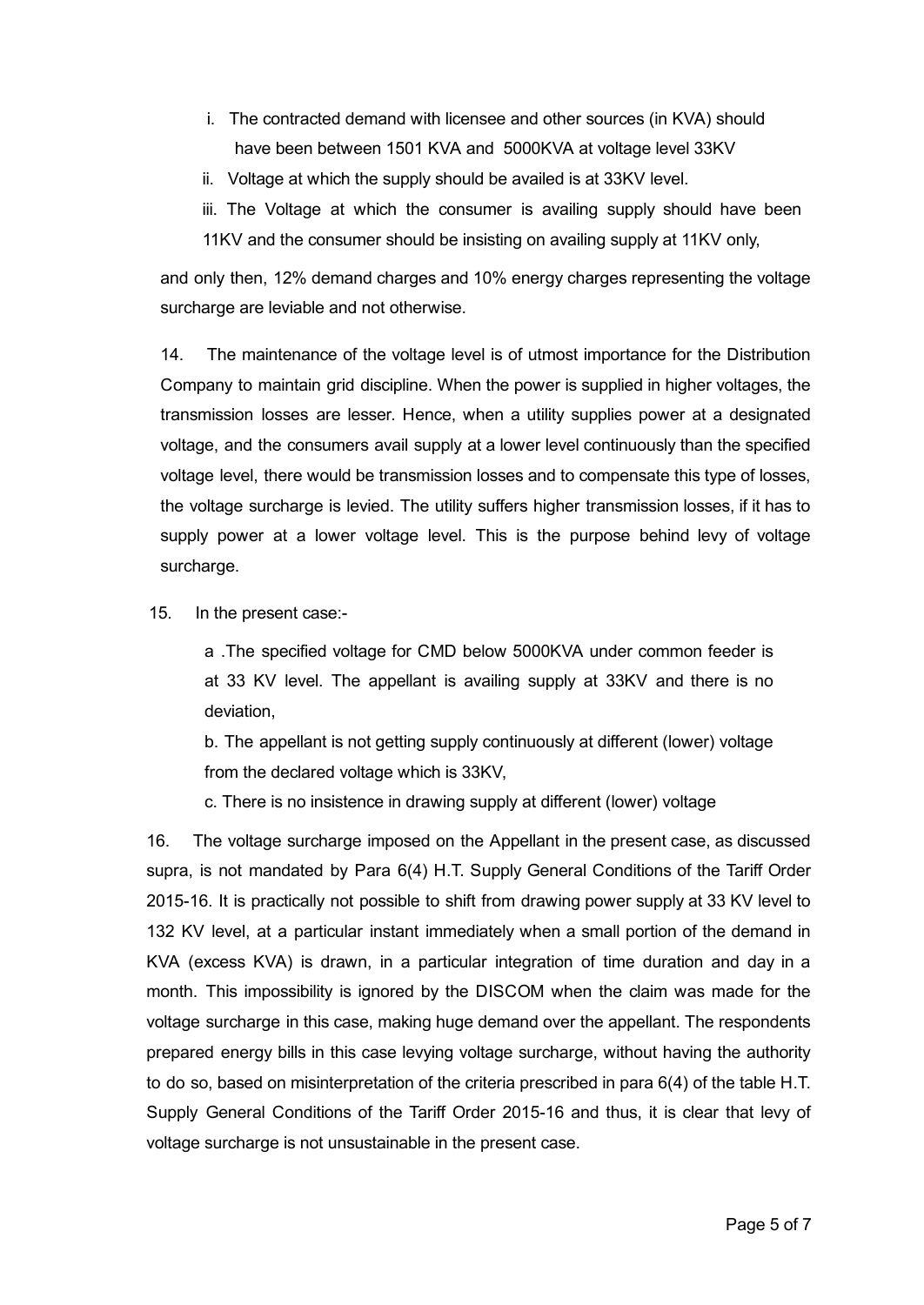i. The contracted demand with licensee and other sources (in KVA) should have been between 1501 KVA and 5000KVA at voltage level 33KV

ii. Voltage at which the supply should be availed is at 33KV level.

iii. The Voltage at which the consumer is availing supply should have been 11KV and the consumer should be insisting on availing supply at 11KV only,

and only then, 12% demand charges and 10% energy charges representing the voltage surcharge are leviable and not otherwise.

14. The maintenance of the voltage level is of utmost importance for the Distribution Company to maintain grid discipline. When the power is supplied in higher voltages, the transmission losses are lesser. Hence, when a utility supplies power at a designated voltage, and the consumers avail supply at a lower level continuously than the specified voltage level, there would be transmission losses and to compensate this type of losses, the voltage surcharge is levied. The utility suffers higher transmission losses, if it has to supply power at a lower voltage level. This is the purpose behind levy of voltage surcharge.

15. In the present case:-

a .The specified voltage for CMD below 5000KVA under common feeder is at 33 KV level. The appellant is availing supply at 33KV and there is no deviation,

b. The appellant is not getting supply continuously at different (lower) voltage from the declared voltage which is 33KV,

c. There is no insistence in drawing supply at different (lower) voltage

16. The voltage surcharge imposed on the Appellant in the present case, as discussed supra, is not mandated by Para 6(4) H.T. Supply General Conditions of the Tariff Order 2015-16. It is practically not possible to shift from drawing power supply at 33 KV level to 132 KV level, at a particular instant immediately when a small portion of the demand in KVA (excess KVA) is drawn, in a particular integration of time duration and day in a month. This impossibility is ignored by the DISCOM when the claim was made for the voltage surcharge in this case, making huge demand over the appellant. The respondents prepared energy bills in this case levying voltage surcharge, without having the authority to do so, based on misinterpretation of the criteria prescribed in para 6(4) of the table H.T. Supply General Conditions of the Tariff Order 2015-16 and thus, it is clear that levy of voltage surcharge is not unsustainable in the present case.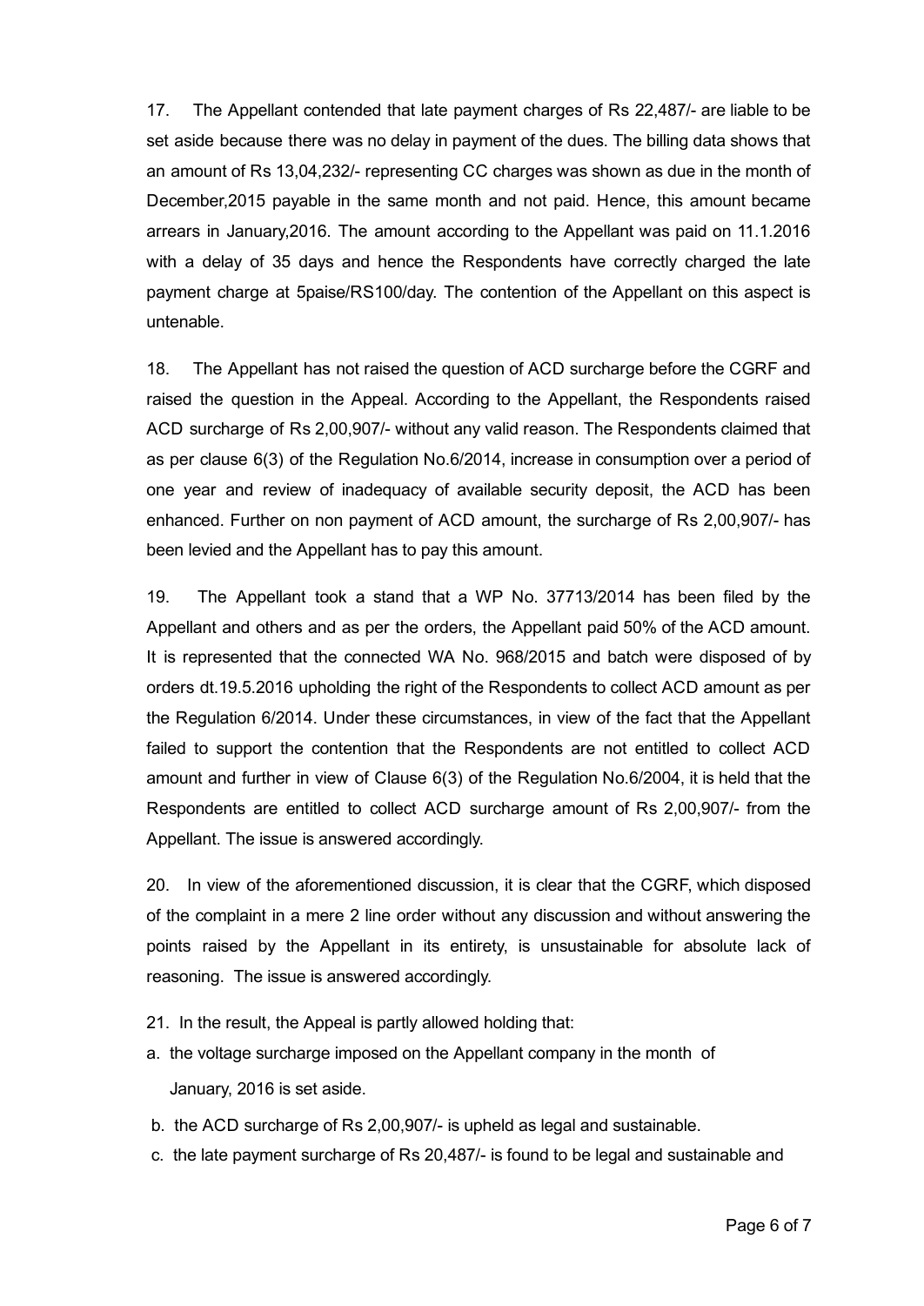17. The Appellant contended that late payment charges of Rs 22,487/- are liable to be set aside because there was no delay in payment of the dues. The billing data shows that an amount of Rs 13,04,232/- representing CC charges was shown as due in the month of December,2015 payable in the same month and not paid. Hence, this amount became arrears in January,2016. The amount according to the Appellant was paid on 11.1.2016 with a delay of 35 days and hence the Respondents have correctly charged the late payment charge at 5paise/RS100/day. The contention of the Appellant on this aspect is untenable.

18. The Appellant has not raised the question of ACD surcharge before the CGRF and raised the question in the Appeal. According to the Appellant, the Respondents raised ACD surcharge of Rs 2,00,907/- without any valid reason. The Respondents claimed that as per clause 6(3) of the Regulation No.6/2014, increase in consumption over a period of one year and review of inadequacy of available security deposit, the ACD has been enhanced. Further on non payment of ACD amount, the surcharge of Rs 2,00,907/- has been levied and the Appellant has to pay this amount.

19. The Appellant took a stand that a WP No. 37713/2014 has been filed by the Appellant and others and as per the orders, the Appellant paid 50% of the ACD amount. It is represented that the connected WA No. 968/2015 and batch were disposed of by orders dt.19.5.2016 upholding the right of the Respondents to collect ACD amount as per the Regulation 6/2014. Under these circumstances, in view of the fact that the Appellant failed to support the contention that the Respondents are not entitled to collect ACD amount and further in view of Clause 6(3) of the Regulation No.6/2004, it is held that the Respondents are entitled to collect ACD surcharge amount of Rs 2,00,907/- from the Appellant. The issue is answered accordingly.

20. In view of the aforementioned discussion, it is clear that the CGRF, which disposed of the complaint in a mere 2 line order without any discussion and without answering the points raised by the Appellant in its entirety, is unsustainable for absolute lack of reasoning. The issue is answered accordingly.

21. In the result, the Appeal is partly allowed holding that:

a. the voltage surcharge imposed on the Appellant company in the month of January, 2016 is set aside.

b. the ACD surcharge of Rs 2,00,907/- is upheld as legal and sustainable.

c. the late payment surcharge of Rs 20,487/- is found to be legal and sustainable and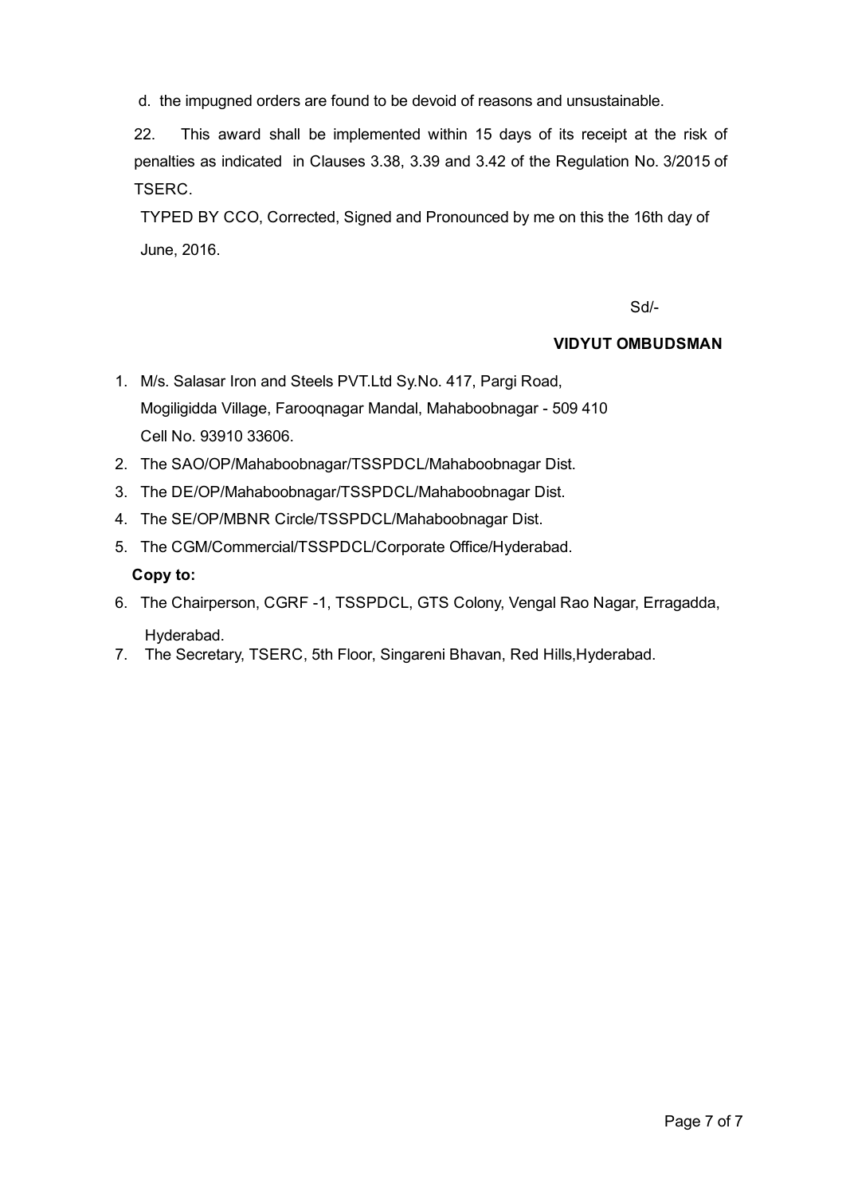d. the impugned orders are found to be devoid of reasons and unsustainable.

22. This award shall be implemented within 15 days of its receipt at the risk of penalties as indicated in Clauses 3.38, 3.39 and 3.42 of the Regulation No. 3/2015 of TSERC.

TYPED BY CCO, Corrected, Signed and Pronounced by me on this the 16th day of June, 2016.

Sd/-

**VIDYUT OMBUDSMAN**

1. M/s. Salasar Iron and Steels PVT.Ltd Sy.No. 417, Pargi Road, Mogiligidda Village, Farooqnagar Mandal, Mahaboobnagar - 509 410 Cell No. 93910 33606.
2. The SAO/OP/Mahaboobnagar/TSSPDCL/Mahaboobnagar Dist.
3. The DE/OP/Mahaboobnagar/TSSPDCL/Mahaboobnagar Dist.
4. The SE/OP/MBNR Circle/TSSPDCL/Mahaboobnagar Dist.
5. The CGM/Commercial/TSSPDCL/Corporate Office/Hyderabad.

**Copy to:**

6. The Chairperson, CGRF -1, TSSPDCL, GTS Colony, Vengal Rao Nagar, Erragadda, Hyderabad.
7. The Secretary, TSERC, 5th Floor, Singareni Bhavan, Red Hills,Hyderabad.